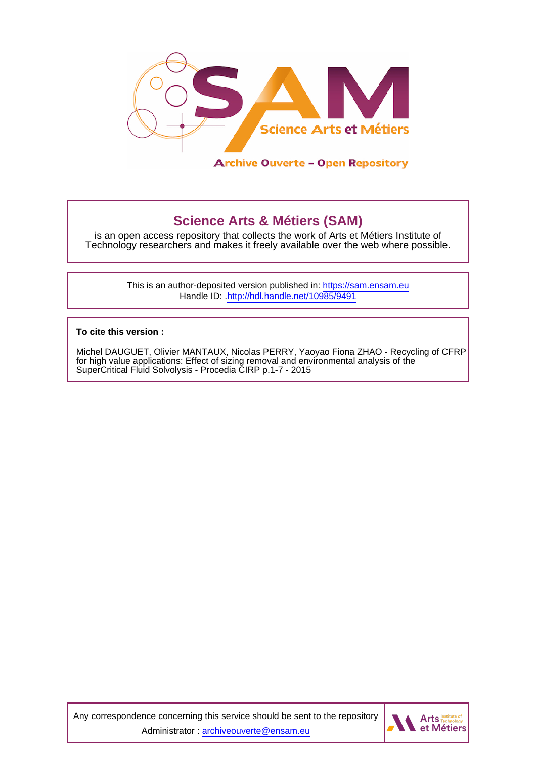Archive Ouverte – Open Repository

## Science Arts & Métiers (SAM)

is an open access repository that collects the work of Arts et Métiers Institute of Technology researchers and makes it freely available over the web where possible.

This is an author-deposited version published in: https://sam.ensam.eu
Handle ID: .http://hdl.handle.net/10985/9491

**To cite this version :**

Michel DAUGUET, Olivier MANTAUX, Nicolas PERRY, Yaoyao Fiona ZHAO - Recycling of CFRP for high value applications: Effect of sizing removal and environmental analysis of the SuperCritical Fluid Solvolysis - Procedia CIRP p.1-7 - 2015

Any correspondence concerning this service should be sent to the repository Administrator : archiveouverte@ensam.eu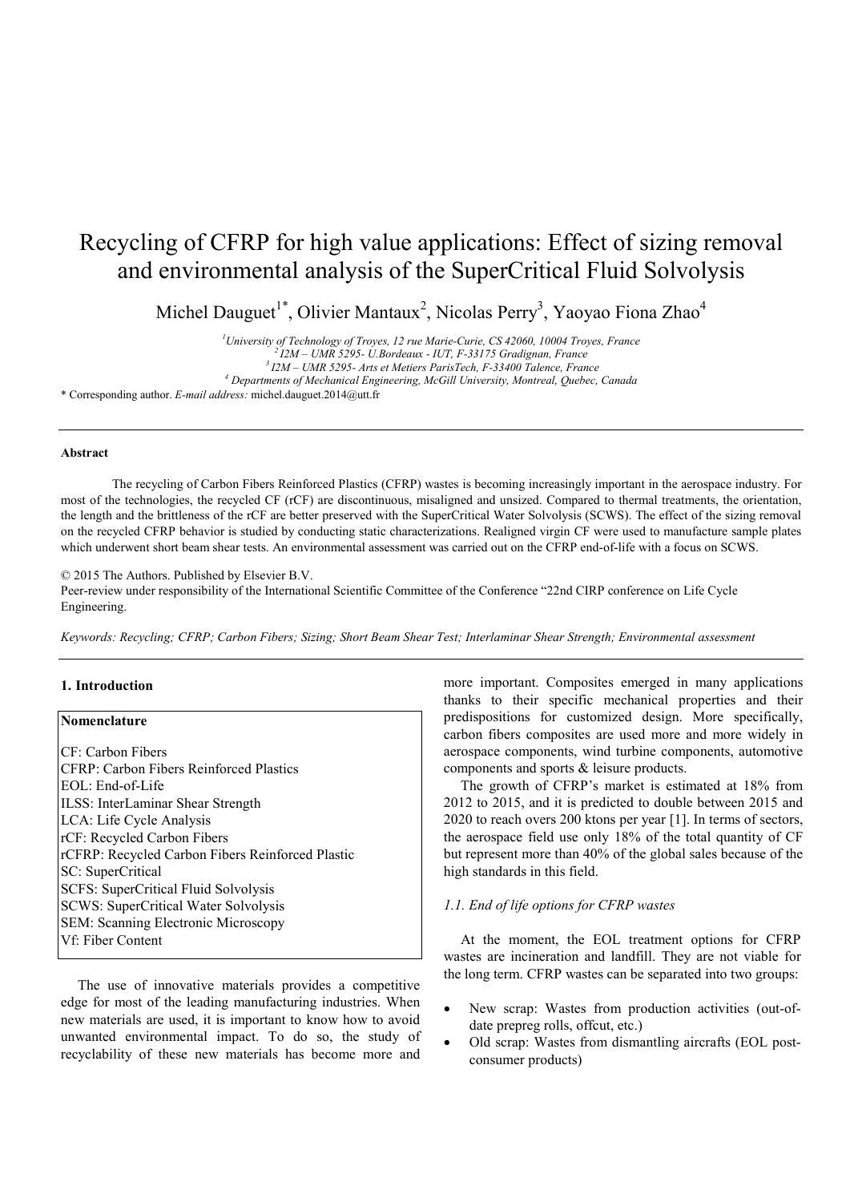# Recycling of CFRP for high value applications: Effect of sizing removal and environmental analysis of the SuperCritical Fluid Solvolysis

Michel Dauguet[1*], Olivier Mantaux[2], Nicolas Perry[3], Yaoyao Fiona Zhao[4]

[1]University of Technology of Troyes, 12 rue Marie-Curie, CS 42060, 10004 Troyes, France
[2] I2M – UMR 5295- U.Bordeaux - IUT, F-33175 Gradignan, France
[3] I2M – UMR 5295- Arts et Metiers ParisTech, F-33400 Talence, France
[4] Departments of Mechanical Engineering, McGill University, Montreal, Quebec, Canada

\* Corresponding author. *E-mail address:* michel.dauguet.2014@utt.fr

### Abstract

The recycling of Carbon Fibers Reinforced Plastics (CFRP) wastes is becoming increasingly important in the aerospace industry. For most of the technologies, the recycled CF (rCF) are discontinuous, misaligned and unsized. Compared to thermal treatments, the orientation, the length and the brittleness of the rCF are better preserved with the SuperCritical Water Solvolysis (SCWS). The effect of the sizing removal on the recycled CFRP behavior is studied by conducting static characterizations. Realigned virgin CF were used to manufacture sample plates which underwent short beam shear tests. An environmental assessment was carried out on the CFRP end-of-life with a focus on SCWS.

© 2015 The Authors. Published by Elsevier B.V.
Peer-review under responsibility of the International Scientific Committee of the Conference "22nd CIRP conference on Life Cycle Engineering.

*Keywords: Recycling; CFRP; Carbon Fibers; Sizing; Short Beam Shear Test; Interlaminar Shear Strength; Environmental assessment*

## 1. Introduction

**Nomenclature**

CF: Carbon Fibers
CFRP: Carbon Fibers Reinforced Plastics
EOL: End-of-Life
ILSS: InterLaminar Shear Strength
LCA: Life Cycle Analysis
rCF: Recycled Carbon Fibers
rCFRP: Recycled Carbon Fibers Reinforced Plastic
SC: SuperCritical
SCFS: SuperCritical Fluid Solvolysis
SCWS: SuperCritical Water Solvolysis
SEM: Scanning Electronic Microscopy
Vf: Fiber Content

The use of innovative materials provides a competitive edge for most of the leading manufacturing industries. When new materials are used, it is important to know how to avoid unwanted environmental impact. To do so, the study of recyclability of these new materials has become more and more important. Composites emerged in many applications thanks to their specific mechanical properties and their predispositions for customized design. More specifically, carbon fibers composites are used more and more widely in aerospace components, wind turbine components, automotive components and sports & leisure products.

The growth of CFRP's market is estimated at 18% from 2012 to 2015, and it is predicted to double between 2015 and 2020 to reach overs 200 ktons per year [1]. In terms of sectors, the aerospace field use only 18% of the total quantity of CF but represent more than 40% of the global sales because of the high standards in this field.

### *1.1. End of life options for CFRP wastes*

At the moment, the EOL treatment options for CFRP wastes are incineration and landfill. They are not viable for the long term. CFRP wastes can be separated into two groups:

- New scrap: Wastes from production activities (out-of-date prepreg rolls, offcut, etc.)
- Old scrap: Wastes from dismantling aircrafts (EOL post-consumer products)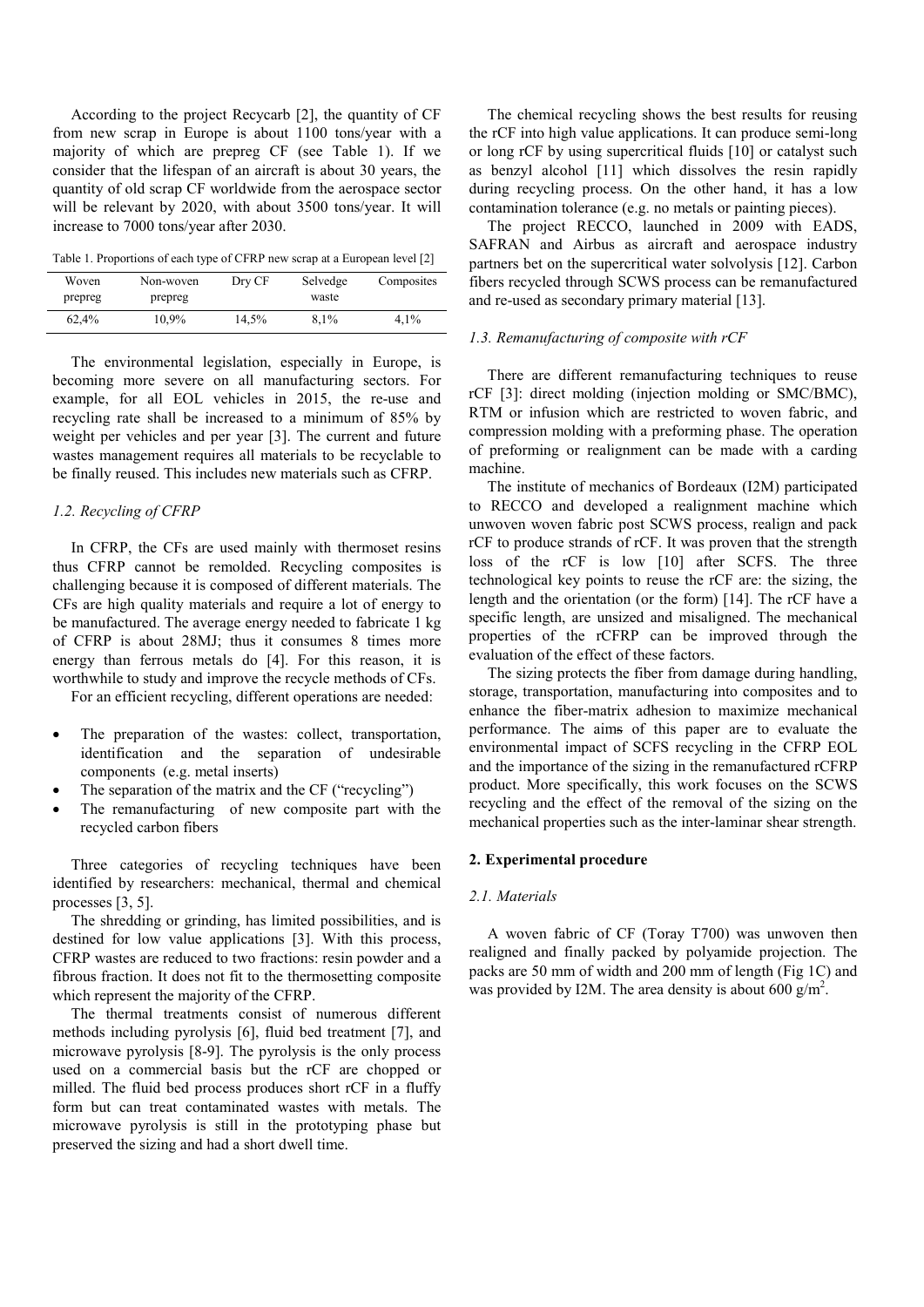According to the project Recycarb [2], the quantity of CF from new scrap in Europe is about 1100 tons/year with a majority of which are prepreg CF (see Table 1). If we consider that the lifespan of an aircraft is about 30 years, the quantity of old scrap CF worldwide from the aerospace sector will be relevant by 2020, with about 3500 tons/year. It will increase to 7000 tons/year after 2030.

Table 1. Proportions of each type of CFRP new scrap at a European level [2]

| Woven prepreg | Non-woven prepreg | Dry CF | Selvedge waste | Composites |
|---|---|---|---|---|
| 62,4% | 10,9% | 14,5% | 8,1% | 4,1% |

The environmental legislation, especially in Europe, is becoming more severe on all manufacturing sectors. For example, for all EOL vehicles in 2015, the re-use and recycling rate shall be increased to a minimum of 85% by weight per vehicles and per year [3]. The current and future wastes management requires all materials to be recyclable to be finally reused. This includes new materials such as CFRP.

### *1.2. Recycling of CFRP*

In CFRP, the CFs are used mainly with thermoset resins thus CFRP cannot be remolded. Recycling composites is challenging because it is composed of different materials. The CFs are high quality materials and require a lot of energy to be manufactured. The average energy needed to fabricate 1 kg of CFRP is about 28MJ; thus it consumes 8 times more energy than ferrous metals do [4]. For this reason, it is worthwhile to study and improve the recycle methods of CFs.

For an efficient recycling, different operations are needed:

- The preparation of the wastes: collect, transportation, identification and the separation of undesirable components (e.g. metal inserts)
- The separation of the matrix and the CF ("recycling")
- The remanufacturing of new composite part with the recycled carbon fibers

Three categories of recycling techniques have been identified by researchers: mechanical, thermal and chemical processes [3, 5].

The shredding or grinding, has limited possibilities, and is destined for low value applications [3]. With this process, CFRP wastes are reduced to two fractions: resin powder and a fibrous fraction. It does not fit to the thermosetting composite which represent the majority of the CFRP.

The thermal treatments consist of numerous different methods including pyrolysis [6], fluid bed treatment [7], and microwave pyrolysis [8-9]. The pyrolysis is the only process used on a commercial basis but the rCF are chopped or milled. The fluid bed process produces short rCF in a fluffy form but can treat contaminated wastes with metals. The microwave pyrolysis is still in the prototyping phase but preserved the sizing and had a short dwell time.

The chemical recycling shows the best results for reusing the rCF into high value applications. It can produce semi-long or long rCF by using supercritical fluids [10] or catalyst such as benzyl alcohol [11] which dissolves the resin rapidly during recycling process. On the other hand, it has a low contamination tolerance (e.g. no metals or painting pieces).

The project RECCO, launched in 2009 with EADS, SAFRAN and Airbus as aircraft and aerospace industry partners bet on the supercritical water solvolysis [12]. Carbon fibers recycled through SCWS process can be remanufactured and re-used as secondary primary material [13].

### *1.3. Remanufacturing of composite with rCF*

There are different remanufacturing techniques to reuse rCF [3]: direct molding (injection molding or SMC/BMC), RTM or infusion which are restricted to woven fabric, and compression molding with a preforming phase. The operation of preforming or realignment can be made with a carding machine.

The institute of mechanics of Bordeaux (I2M) participated to RECCO and developed a realignment machine which unwoven woven fabric post SCWS process, realign and pack rCF to produce strands of rCF. It was proven that the strength loss of the rCF is low [10] after SCFS. The three technological key points to reuse the rCF are: the sizing, the length and the orientation (or the form) [14]. The rCF have a specific length, are unsized and misaligned. The mechanical properties of the rCFRP can be improved through the evaluation of the effect of these factors.

The sizing protects the fiber from damage during handling, storage, transportation, manufacturing into composites and to enhance the fiber-matrix adhesion to maximize mechanical performance. The aims of this paper are to evaluate the environmental impact of SCFS recycling in the CFRP EOL and the importance of the sizing in the remanufactured rCFRP product. More specifically, this work focuses on the SCWS recycling and the effect of the removal of the sizing on the mechanical properties such as the inter-laminar shear strength.

## 2. Experimental procedure

### *2.1. Materials*

A woven fabric of CF (Toray T700) was unwoven then realigned and finally packed by polyamide projection. The packs are 50 mm of width and 200 mm of length (Fig 1C) and was provided by I2M. The area density is about 600 g/m$^2$.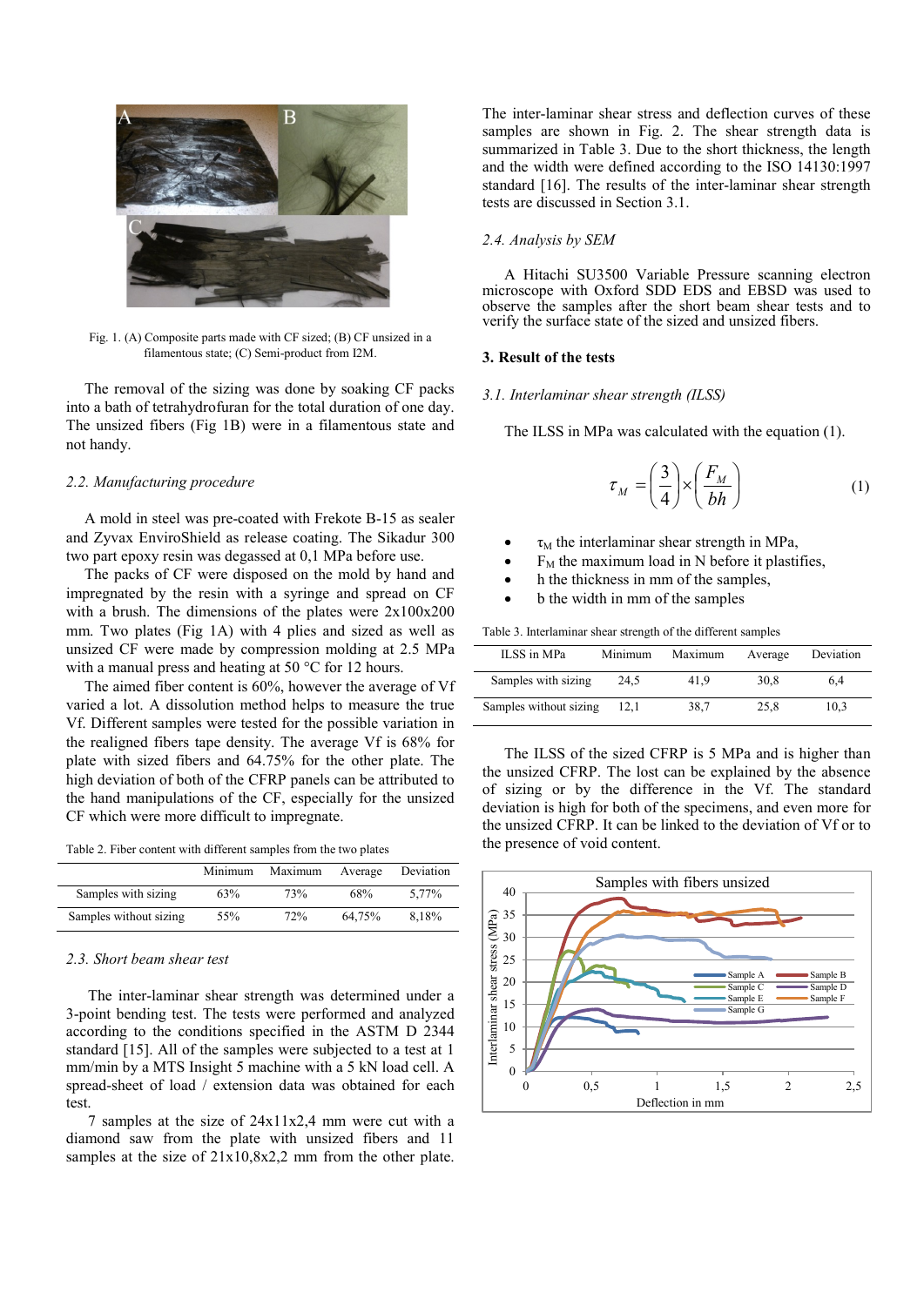Fig. 1. (A) Composite parts made with CF sized; (B) CF unsized in a filamentous state; (C) Semi-product from I2M.

The removal of the sizing was done by soaking CF packs into a bath of tetrahydrofuran for the total duration of one day. The unsized fibers (Fig 1B) were in a filamentous state and not handy.

### 2.2. Manufacturing procedure

A mold in steel was pre-coated with Frekote B-15 as sealer and Zyvax EnviroShield as release coating. The Sikadur 300 two part epoxy resin was degassed at 0,1 MPa before use.

The packs of CF were disposed on the mold by hand and impregnated by the resin with a syringe and spread on CF with a brush. The dimensions of the plates were 2x100x200 mm. Two plates (Fig 1A) with 4 plies and sized as well as unsized CF were made by compression molding at 2.5 MPa with a manual press and heating at 50 °C for 12 hours.

The aimed fiber content is 60%, however the average of Vf varied a lot. A dissolution method helps to measure the true Vf. Different samples were tested for the possible variation in the realigned fibers tape density. The average Vf is 68% for plate with sized fibers and 64.75% for the other plate. The high deviation of both of the CFRP panels can be attributed to the hand manipulations of the CF, especially for the unsized CF which were more difficult to impregnate.

Table 2. Fiber content with different samples from the two plates

| | Minimum | Maximum | Average | Deviation |
|---|---|---|---|---|
| Samples with sizing | 63% | 73% | 68% | 5,77% |
| Samples without sizing | 55% | 72% | 64,75% | 8,18% |

### 2.3. Short beam shear test

The inter-laminar shear strength was determined under a 3-point bending test. The tests were performed and analyzed according to the conditions specified in the ASTM D 2344 standard [15]. All of the samples were subjected to a test at 1 mm/min by a MTS Insight 5 machine with a 5 kN load cell. A spread-sheet of load / extension data was obtained for each test.

7 samples at the size of 24x11x2,4 mm were cut with a diamond saw from the plate with unsized fibers and 11 samples at the size of 21x10,8x2,2 mm from the other plate. The inter-laminar shear stress and deflection curves of these samples are shown in Fig. 2. The shear strength data is summarized in Table 3. Due to the short thickness, the length and the width were defined according to the ISO 14130:1997 standard [16]. The results of the inter-laminar shear strength tests are discussed in Section 3.1.

### 2.4. Analysis by SEM

A Hitachi SU3500 Variable Pressure scanning electron microscope with Oxford SDD EDS and EBSD was used to observe the samples after the short beam shear tests and to verify the surface state of the sized and unsized fibers.

## 3. Result of the tests

### 3.1. Interlaminar shear strength (ILSS)

The ILSS in MPa was calculated with the equation (1).

$$\tau_M = \left(\frac{3}{4}\right) \times \left(\frac{F_M}{bh}\right) \tag{1}$$

- $\tau_M$ the interlaminar shear strength in MPa,
- $F_M$ the maximum load in N before it plastifies,
- h the thickness in mm of the samples,
- b the width in mm of the samples

Table 3. Interlaminar shear strength of the different samples

| ILSS in MPa | Minimum | Maximum | Average | Deviation |
|---|---|---|---|---|
| Samples with sizing | 24,5 | 41,9 | 30,8 | 6,4 |
| Samples without sizing | 12,1 | 38,7 | 25,8 | 10,3 |

The ILSS of the sized CFRP is 5 MPa and is higher than the unsized CFRP. The lost can be explained by the absence of sizing or by the difference in the Vf. The standard deviation is high for both of the specimens, and even more for the unsized CFRP. It can be linked to the deviation of Vf or to the presence of void content.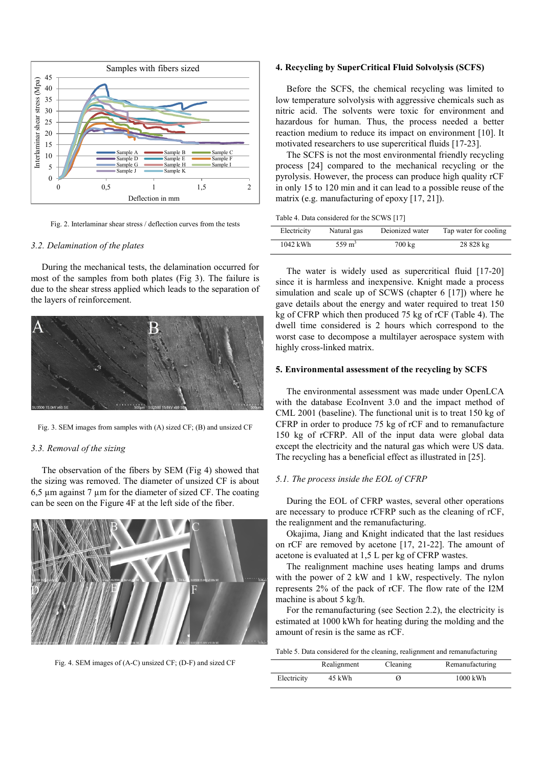Fig. 2. Interlaminar shear stress / deflection curves from the tests

### 3.2. Delamination of the plates

During the mechanical tests, the delamination occurred for most of the samples from both plates (Fig 3). The failure is due to the shear stress applied which leads to the separation of the layers of reinforcement.

Fig. 3. SEM images from samples with (A) sized CF; (B) and unsized CF

### 3.3. Removal of the sizing

The observation of the fibers by SEM (Fig 4) showed that the sizing was removed. The diameter of unsized CF is about 6,5 µm against 7 µm for the diameter of sized CF. The coating can be seen on the Figure 4F at the left side of the fiber.

Fig. 4. SEM images of (A-C) unsized CF; (D-F) and sized CF

## 4. Recycling by SuperCritical Fluid Solvolysis (SCFS)

Before the SCFS, the chemical recycling was limited to low temperature solvolysis with aggressive chemicals such as nitric acid. The solvents were toxic for environment and hazardous for human. Thus, the process needed a better reaction medium to reduce its impact on environment [10]. It motivated researchers to use supercritical fluids [17-23].

The SCFS is not the most environmental friendly recycling process [24] compared to the mechanical recycling or the pyrolysis. However, the process can produce high quality rCF in only 15 to 120 min and it can lead to a possible reuse of the matrix (e.g. manufacturing of epoxy [17, 21]).

Table 4. Data considered for the SCWS [17]

| Electricity | Natural gas | Deionized water | Tap water for cooling |
|---|---|---|---|
| 1042 kWh | 559 $m^3$ | 700 kg | 28 828 kg |

The water is widely used as supercritical fluid [17-20] since it is harmless and inexpensive. Knight made a process simulation and scale up of SCWS (chapter 6 [17]) where he gave details about the energy and water required to treat 150 kg of CFRP which then produced 75 kg of rCF (Table 4). The dwell time considered is 2 hours which correspond to the worst case to decompose a multilayer aerospace system with highly cross-linked matrix.

## 5. Environmental assessment of the recycling by SCFS

The environmental assessment was made under OpenLCA with the database EcoInvent 3.0 and the impact method of CML 2001 (baseline). The functional unit is to treat 150 kg of CFRP in order to produce 75 kg of rCF and to remanufacture 150 kg of rCFRP. All of the input data were global data except the electricity and the natural gas which were US data. The recycling has a beneficial effect as illustrated in [25].

### 5.1. The process inside the EOL of CFRP

During the EOL of CFRP wastes, several other operations are necessary to produce rCFRP such as the cleaning of rCF, the realignment and the remanufacturing.

Okajima, Jiang and Knight indicated that the last residues on rCF are removed by acetone [17, 21-22]. The amount of acetone is evaluated at 1,5 L per kg of CFRP wastes.

The realignment machine uses heating lamps and drums with the power of 2 kW and 1 kW, respectively. The nylon represents 2% of the pack of rCF. The flow rate of the I2M machine is about 5 kg/h.

For the remanufacturing (see Section 2.2), the electricity is estimated at 1000 kWh for heating during the molding and the amount of resin is the same as rCF.

Table 5. Data considered for the cleaning, realignment and remanufacturing

| | Realignment | Cleaning | Remanufacturing |
|---|---|---|---|
| Electricity | 45 kWh | Ø | 1000 kWh |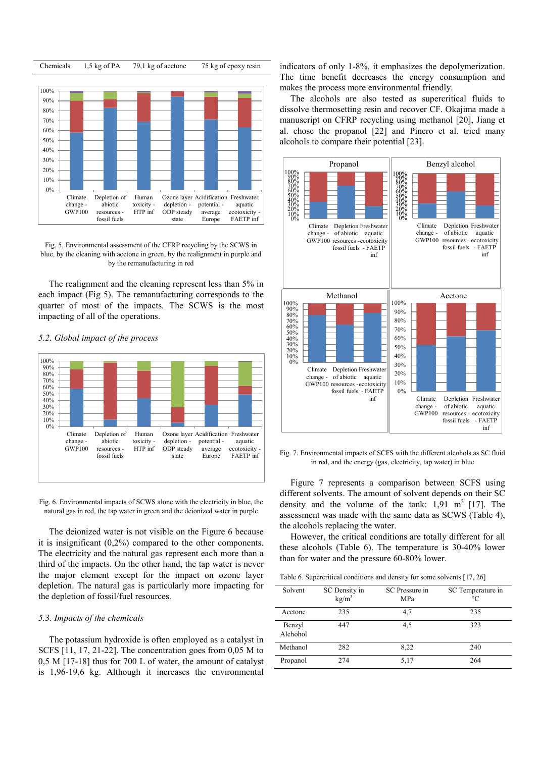| Chemicals | 1,5 kg of PA | 79,1 kg of acetone | 75 kg of epoxy resin |
|---|---|---|---|

Fig. 5. Environmental assessment of the CFRP recycling by the SCWS in blue, by the cleaning with acetone in green, by the realignment in purple and by the remanufacturing in red

The realignment and the cleaning represent less than 5% in each impact (Fig 5). The remanufacturing corresponds to the quarter of most of the impacts. The SCWS is the most impacting of all of the operations.

### *5.2. Global impact of the process*

Fig. 6. Environmental impacts of SCWS alone with the electricity in blue, the natural gas in red, the tap water in green and the deionized water in purple

The deionized water is not visible on the Figure 6 because it is insignificant (0,2%) compared to the other components. The electricity and the natural gas represent each more than a third of the impacts. On the other hand, the tap water is never the major element except for the impact on ozone layer depletion. The natural gas is particularly more impacting for the depletion of fossil/fuel resources.

### *5.3. Impacts of the chemicals*

The potassium hydroxide is often employed as a catalyst in SCFS [11, 17, 21-22]. The concentration goes from 0,05 M to 0,5 M [17-18] thus for 700 L of water, the amount of catalyst is 1,96-19,6 kg. Although it increases the environmental indicators of only 1-8%, it emphasizes the depolymerization. The time benefit decreases the energy consumption and makes the process more environmental friendly.

The alcohols are also tested as supercritical fluids to dissolve thermosetting resin and recover CF. Okajima made a manuscript on CFRP recycling using methanol [20], Jiang et al. chose the propanol [22] and Pinero et al. tried many alcohols to compare their potential [23].

Fig. 7. Environmental impacts of SCFS with the different alcohols as SC fluid in red, and the energy (gas, electricity, tap water) in blue

Figure 7 represents a comparison between SCFS using different solvents. The amount of solvent depends on their SC density and the volume of the tank: 1,91 $m^3$ [17]. The assessment was made with the same data as SCWS (Table 4), the alcohols replacing the water.

However, the critical conditions are totally different for all these alcohols (Table 6). The temperature is 30-40% lower than for water and the pressure 60-80% lower.

Table 6. Supercritical conditions and density for some solvents [17, 26]

| Solvent | SC Density in $kg/m^3$ | SC Pressure in MPa | SC Temperature in °C |
|---|---|---|---|
| Acetone | 235 | 4,7 | 235 |
| Benzyl Alchohol | 447 | 4,5 | 323 |
| Methanol | 282 | 8,22 | 240 |
| Propanol | 274 | 5,17 | 264 |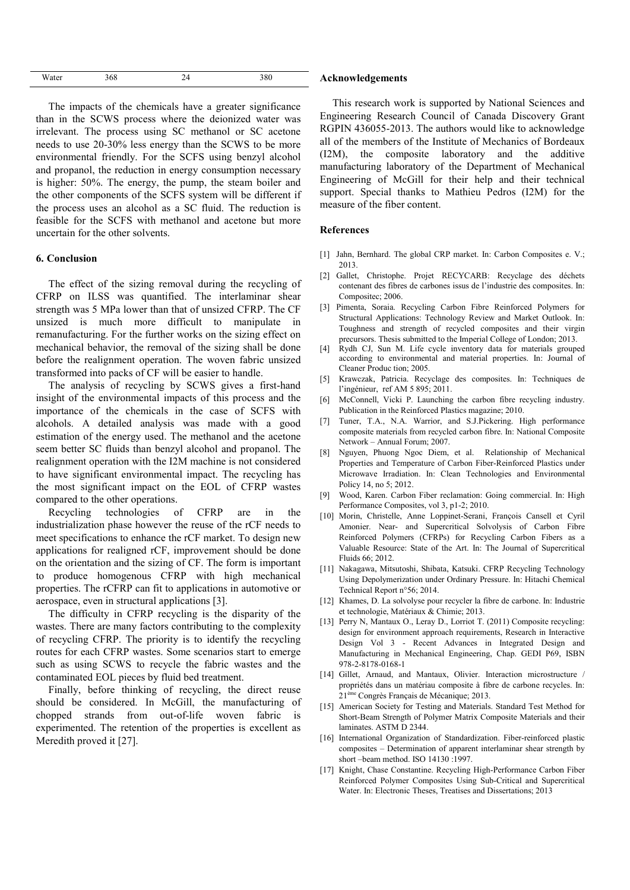| | | | |
|---|---|---|---|
| Water | 368 | 24 | 380 |

The impacts of the chemicals have a greater significance than in the SCWS process where the deionized water was irrelevant. The process using SC methanol or SC acetone needs to use 20-30% less energy than the SCWS to be more environmental friendly. For the SCFS using benzyl alcohol and propanol, the reduction in energy consumption necessary is higher: 50%. The energy, the pump, the steam boiler and the other components of the SCFS system will be different if the process uses an alcohol as a SC fluid. The reduction is feasible for the SCFS with methanol and acetone but more uncertain for the other solvents.

## 6. Conclusion

The effect of the sizing removal during the recycling of CFRP on ILSS was quantified. The interlaminar shear strength was 5 MPa lower than that of unsized CFRP. The CF unsized is much more difficult to manipulate in remanufacturing. For the further works on the sizing effect on mechanical behavior, the removal of the sizing shall be done before the realignment operation. The woven fabric unsized transformed into packs of CF will be easier to handle.

The analysis of recycling by SCWS gives a first-hand insight of the environmental impacts of this process and the importance of the chemicals in the case of SCFS with alcohols. A detailed analysis was made with a good estimation of the energy used. The methanol and the acetone seem better SC fluids than benzyl alcohol and propanol. The realignment operation with the I2M machine is not considered to have significant environmental impact. The recycling has the most significant impact on the EOL of CFRP wastes compared to the other operations.

Recycling technologies of CFRP are in the industrialization phase however the reuse of the rCF needs to meet specifications to enhance the rCF market. To design new applications for realigned rCF, improvement should be done on the orientation and the sizing of CF. The form is important to produce homogenous CFRP with high mechanical properties. The rCFRP can fit to applications in automotive or aerospace, even in structural applications [3].

The difficulty in CFRP recycling is the disparity of the wastes. There are many factors contributing to the complexity of recycling CFRP. The priority is to identify the recycling routes for each CFRP wastes. Some scenarios start to emerge such as using SCWS to recycle the fabric wastes and the contaminated EOL pieces by fluid bed treatment.

Finally, before thinking of recycling, the direct reuse should be considered. In McGill, the manufacturing of chopped strands from out-of-life woven fabric is experimented. The retention of the properties is excellent as Meredith proved it [27].

## Acknowledgements

This research work is supported by National Sciences and Engineering Research Council of Canada Discovery Grant RGPIN 436055-2013. The authors would like to acknowledge all of the members of the Institute of Mechanics of Bordeaux (I2M), the composite laboratory and the additive manufacturing laboratory of the Department of Mechanical Engineering of McGill for their help and their technical support. Special thanks to Mathieu Pedros (I2M) for the measure of the fiber content.

## References

[1] Jahn, Bernhard. The global CRP market. In: Carbon Composites e. V.; 2013.

[2] Gallet, Christophe. Projet RECYCARB: Recyclage des déchets contenant des fibres de carbones issus de l'industrie des composites. In: Compositec; 2006.

[3] Pimenta, Soraia. Recycling Carbon Fibre Reinforced Polymers for Structural Applications: Technology Review and Market Outlook. In: Toughness and strength of recycled composites and their virgin precursors. Thesis submitted to the Imperial College of London; 2013.

[4] Rydh CJ, Sun M. Life cycle inventory data for materials grouped according to environmental and material properties. In: Journal of Cleaner Produc tion; 2005.

[5] Krawczak, Patricia. Recyclage des composites. In: Techniques de l'ingénieur, ref AM 5 895; 2011.

[6] McConnell, Vicki P. Launching the carbon fibre recycling industry. Publication in the Reinforced Plastics magazine; 2010.

[7] Tuner, T.A., N.A. Warrior, and S.J.Pickering. High performance composite materials from recycled carbon fibre. In: National Composite Network – Annual Forum; 2007.

[8] Nguyen, Phuong Ngoc Diem, et al. Relationship of Mechanical Properties and Temperature of Carbon Fiber-Reinforced Plastics under Microwave Irradiation. In: Clean Technologies and Environmental Policy 14, no 5; 2012.

[9] Wood, Karen. Carbon Fiber reclamation: Going commercial. In: High Performance Composites, vol 3, p1-2; 2010.

[10] Morin, Christelle, Anne Loppinet-Serani, François Cansell et Cyril Amonier. Near- and Supercritical Solvolysis of Carbon Fibre Reinforced Polymers (CFRPs) for Recycling Carbon Fibers as a Valuable Resource: State of the Art. In: The Journal of Supercritical Fluids 66; 2012.

[11] Nakagawa, Mitsutoshi, Shibata, Katsuki. CFRP Recycling Technology Using Depolymerization under Ordinary Pressure. In: Hitachi Chemical Technical Report n°56; 2014.

[12] Khames, D. La solvolyse pour recycler la fibre de carbone. In: Industrie et technologie, Matériaux & Chimie; 2013.

[13] Perry N, Mantaux O., Leray D., Lorriot T. (2011) Composite recycling: design for environment approach requirements, Research in Interactive Design Vol 3 - Recent Advances in Integrated Design and Manufacturing in Mechanical Engineering, Chap. GEDI P69, ISBN 978-2-8178-0168-1

[14] Gillet, Arnaud, and Mantaux, Olivier. Interaction microstructure / propriétés dans un matériau composite à fibre de carbone recycles. In: 21ème Congrès Français de Mécanique; 2013.

[15] American Society for Testing and Materials. Standard Test Method for Short-Beam Strength of Polymer Matrix Composite Materials and their laminates. ASTM D 2344.

[16] International Organization of Standardization. Fiber-reinforced plastic composites – Determination of apparent interlaminar shear strength by short –beam method. ISO 14130 :1997.

[17] Knight, Chase Constantine. Recycling High-Performance Carbon Fiber Reinforced Polymer Composites Using Sub-Critical and Supercritical Water. In: Electronic Theses, Treatises and Dissertations; 2013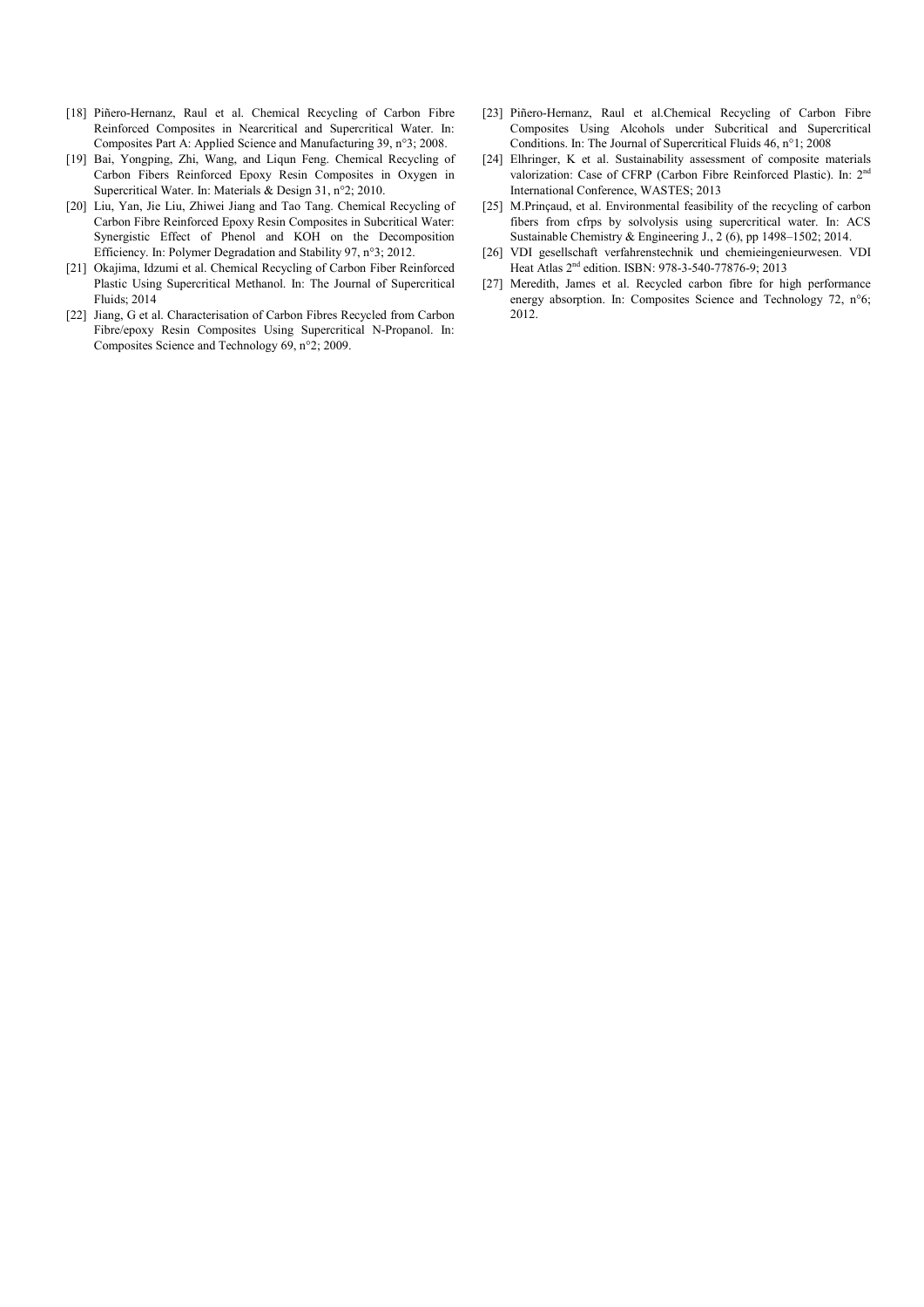[18] Piñero-Hernanz, Raul et al. Chemical Recycling of Carbon Fibre Reinforced Composites in Nearcritical and Supercritical Water. In: Composites Part A: Applied Science and Manufacturing 39, n°3; 2008.

[19] Bai, Yongping, Zhi, Wang, and Liqun Feng. Chemical Recycling of Carbon Fibers Reinforced Epoxy Resin Composites in Oxygen in Supercritical Water. In: Materials & Design 31, n°2; 2010.

[20] Liu, Yan, Jie Liu, Zhiwei Jiang and Tao Tang. Chemical Recycling of Carbon Fibre Reinforced Epoxy Resin Composites in Subcritical Water: Synergistic Effect of Phenol and KOH on the Decomposition Efficiency. In: Polymer Degradation and Stability 97, n°3; 2012.

[21] Okajima, Idzumi et al. Chemical Recycling of Carbon Fiber Reinforced Plastic Using Supercritical Methanol. In: The Journal of Supercritical Fluids; 2014

[22] Jiang, G et al. Characterisation of Carbon Fibres Recycled from Carbon Fibre/epoxy Resin Composites Using Supercritical N-Propanol. In: Composites Science and Technology 69, n°2; 2009.

[23] Piñero-Hernanz, Raul et al.Chemical Recycling of Carbon Fibre Composites Using Alcohols under Subcritical and Supercritical Conditions. In: The Journal of Supercritical Fluids 46, n°1; 2008

[24] Elhringer, K et al. Sustainability assessment of composite materials valorization: Case of CFRP (Carbon Fibre Reinforced Plastic). In: 2nd International Conference, WASTES; 2013

[25] M.Prinçaud, et al. Environmental feasibility of the recycling of carbon fibers from cfrps by solvolysis using supercritical water. In: ACS Sustainable Chemistry & Engineering J., 2 (6), pp 1498–1502; 2014.

[26] VDI gesellschaft verfahrenstechnik und chemieingenieurwesen. VDI Heat Atlas 2nd edition. ISBN: 978-3-540-77876-9; 2013

[27] Meredith, James et al. Recycled carbon fibre for high performance energy absorption. In: Composites Science and Technology 72, n°6; 2012.